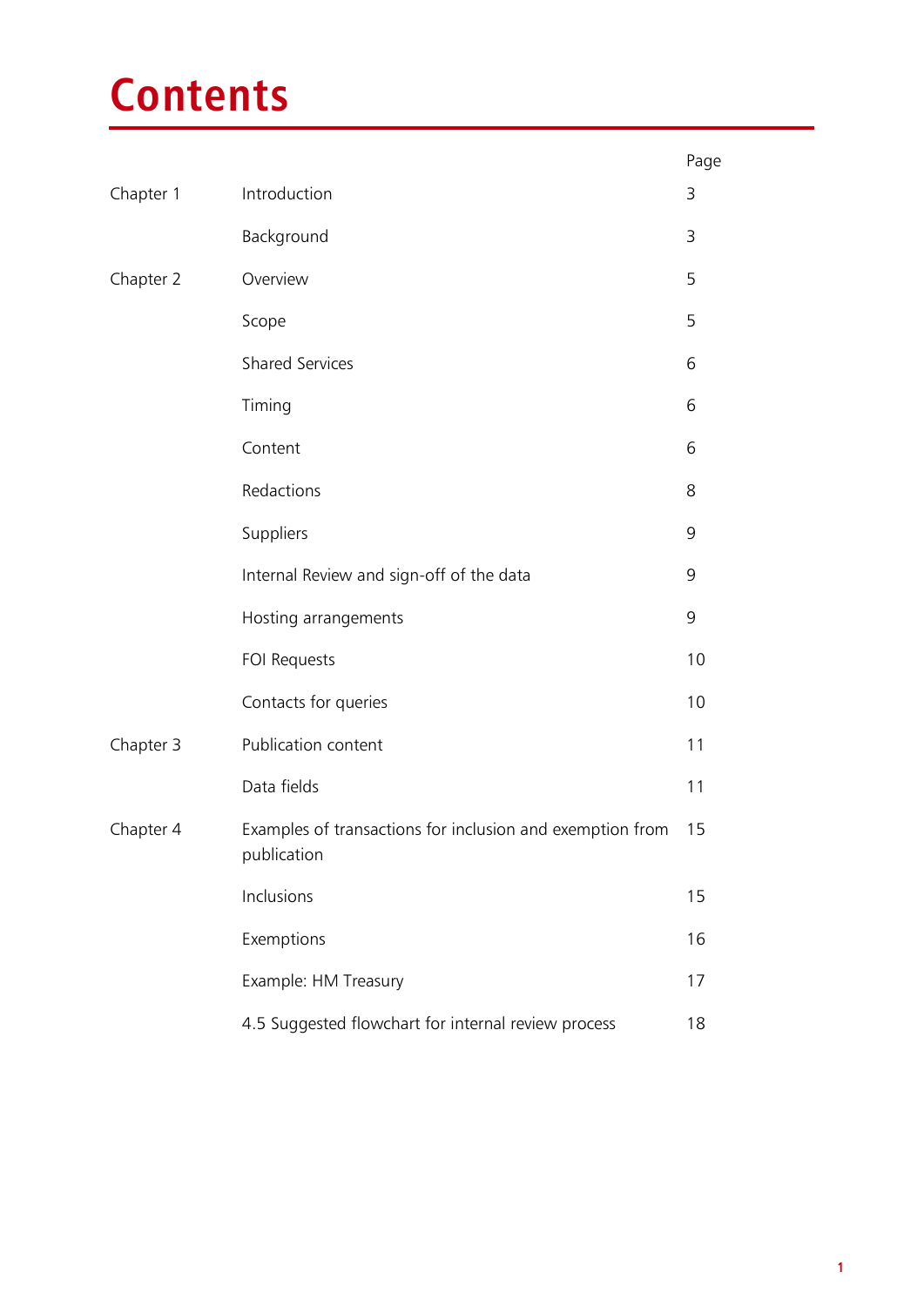# Contents

| | | Page |
|---|---|---|
| Chapter 1 | Introduction | 3 |
| | Background | 3 |
| Chapter 2 | Overview | 5 |
| | Scope | 5 |
| | Shared Services | 6 |
| | Timing | 6 |
| | Content | 6 |
| | Redactions | 8 |
| | Suppliers | 9 |
| | Internal Review and sign-off of the data | 9 |
| | Hosting arrangements | 9 |
| | FOI Requests | 10 |
| | Contacts for queries | 10 |
| Chapter 3 | Publication content | 11 |
| | Data fields | 11 |
| Chapter 4 | Examples of transactions for inclusion and exemption from publication | 15 |
| | Inclusions | 15 |
| | Exemptions | 16 |
| | Example: HM Treasury | 17 |
| | 4.5 Suggested flowchart for internal review process | 18 |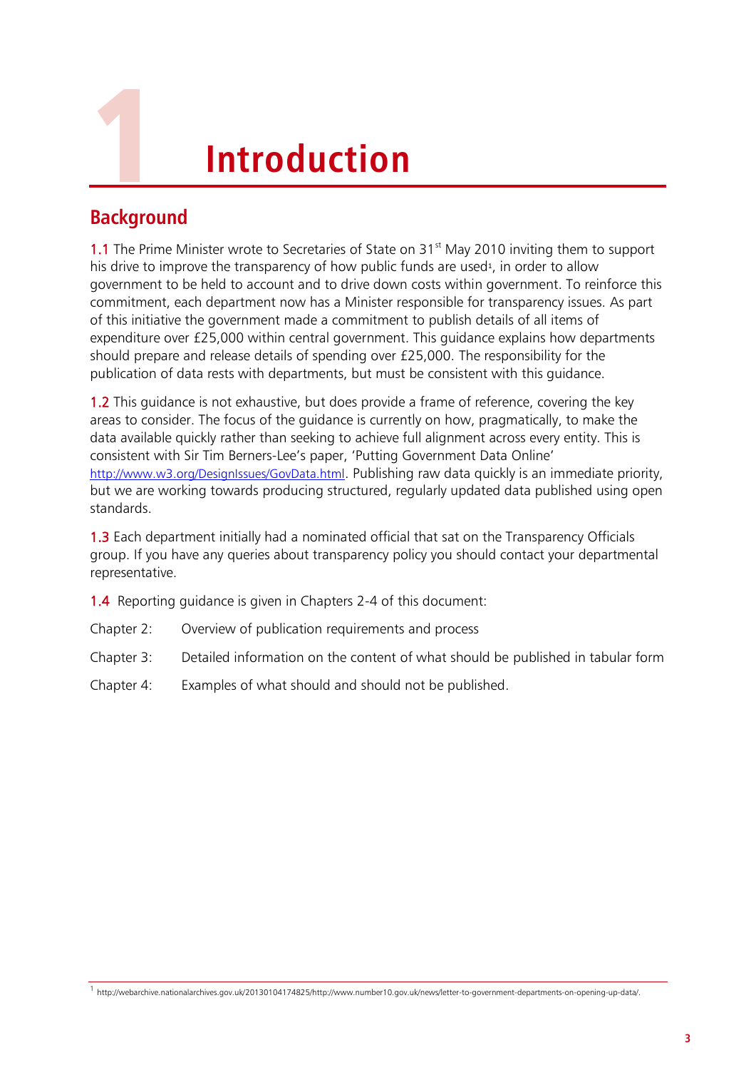# 1 Introduction

## Background

1.1 The Prime Minister wrote to Secretaries of State on 31st May 2010 inviting them to support his drive to improve the transparency of how public funds are used[1], in order to allow government to be held to account and to drive down costs within government. To reinforce this commitment, each department now has a Minister responsible for transparency issues. As part of this initiative the government made a commitment to publish details of all items of expenditure over £25,000 within central government. This guidance explains how departments should prepare and release details of spending over £25,000. The responsibility for the publication of data rests with departments, but must be consistent with this guidance.

1.2 This guidance is not exhaustive, but does provide a frame of reference, covering the key areas to consider. The focus of the guidance is currently on how, pragmatically, to make the data available quickly rather than seeking to achieve full alignment across every entity. This is consistent with Sir Tim Berners-Lee's paper, 'Putting Government Data Online' http://www.w3.org/DesignIssues/GovData.html. Publishing raw data quickly is an immediate priority, but we are working towards producing structured, regularly updated data published using open standards.

1.3 Each department initially had a nominated official that sat on the Transparency Officials group. If you have any queries about transparency policy you should contact your departmental representative.

1.4 Reporting guidance is given in Chapters 2-4 of this document:

Chapter 2: Overview of publication requirements and process

Chapter 3: Detailed information on the content of what should be published in tabular form

Chapter 4: Examples of what should and should not be published.

[1] http://webarchive.nationalarchives.gov.uk/20130104174825/http://www.number10.gov.uk/news/letter-to-government-departments-on-opening-up-data/.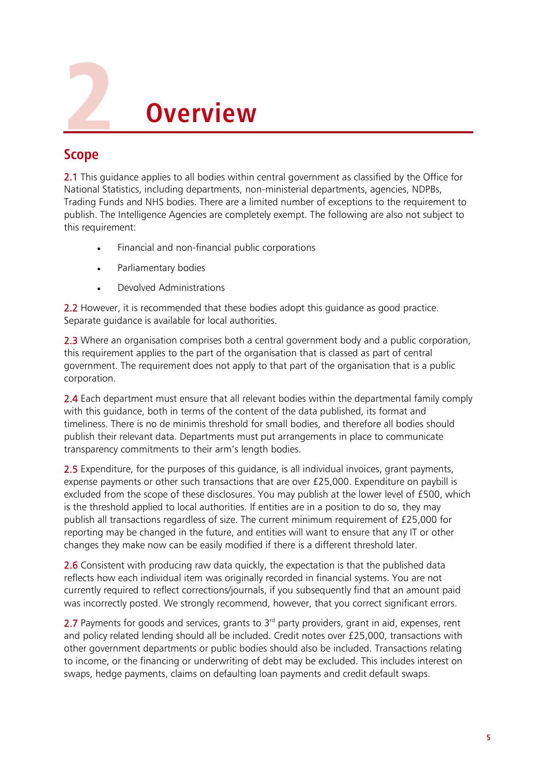# 2 Overview

## Scope

2.1 This guidance applies to all bodies within central government as classified by the Office for National Statistics, including departments, non-ministerial departments, agencies, NDPBs, Trading Funds and NHS bodies. There are a limited number of exceptions to the requirement to publish. The Intelligence Agencies are completely exempt. The following are also not subject to this requirement:

- Financial and non-financial public corporations
- Parliamentary bodies
- Devolved Administrations

2.2 However, it is recommended that these bodies adopt this guidance as good practice. Separate guidance is available for local authorities.

2.3 Where an organisation comprises both a central government body and a public corporation, this requirement applies to the part of the organisation that is classed as part of central government. The requirement does not apply to that part of the organisation that is a public corporation.

2.4 Each department must ensure that all relevant bodies within the departmental family comply with this guidance, both in terms of the content of the data published, its format and timeliness. There is no de minimis threshold for small bodies, and therefore all bodies should publish their relevant data. Departments must put arrangements in place to communicate transparency commitments to their arm's length bodies.

2.5 Expenditure, for the purposes of this guidance, is all individual invoices, grant payments, expense payments or other such transactions that are over £25,000. Expenditure on paybill is excluded from the scope of these disclosures. You may publish at the lower level of £500, which is the threshold applied to local authorities. If entities are in a position to do so, they may publish all transactions regardless of size. The current minimum requirement of £25,000 for reporting may be changed in the future, and entities will want to ensure that any IT or other changes they make now can be easily modified if there is a different threshold later.

2.6 Consistent with producing raw data quickly, the expectation is that the published data reflects how each individual item was originally recorded in financial systems. You are not currently required to reflect corrections/journals, if you subsequently find that an amount paid was incorrectly posted. We strongly recommend, however, that you correct significant errors.

2.7 Payments for goods and services, grants to 3rd party providers, grant in aid, expenses, rent and policy related lending should all be included. Credit notes over £25,000, transactions with other government departments or public bodies should also be included. Transactions relating to income, or the financing or underwriting of debt may be excluded. This includes interest on swaps, hedge payments, claims on defaulting loan payments and credit default swaps.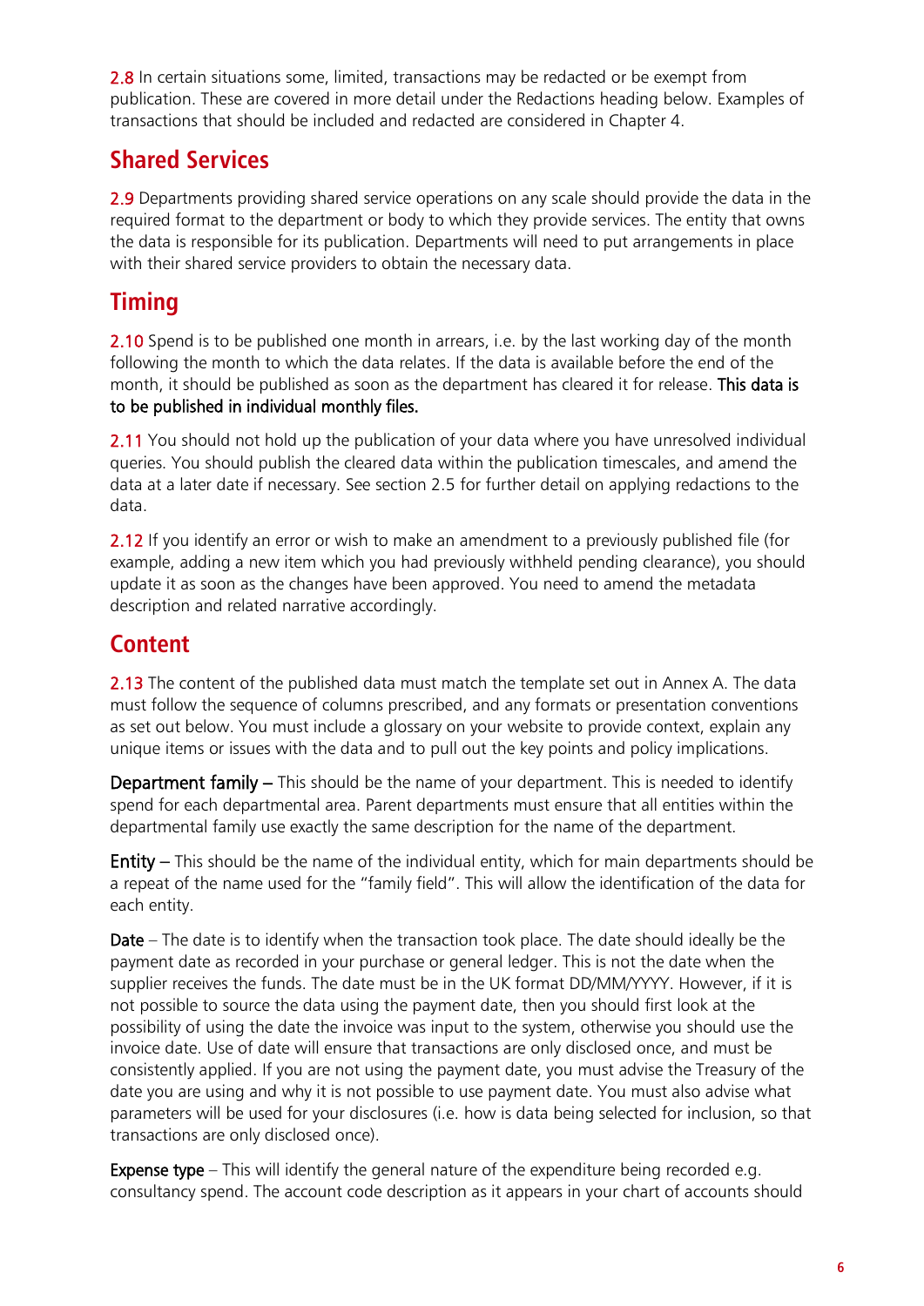**2.8** In certain situations some, limited, transactions may be redacted or be exempt from publication. These are covered in more detail under the Redactions heading below. Examples of transactions that should be included and redacted are considered in Chapter 4.

## Shared Services

**2.9** Departments providing shared service operations on any scale should provide the data in the required format to the department or body to which they provide services. The entity that owns the data is responsible for its publication. Departments will need to put arrangements in place with their shared service providers to obtain the necessary data.

## Timing

**2.10** Spend is to be published one month in arrears, i.e. by the last working day of the month following the month to which the data relates. If the data is available before the end of the month, it should be published as soon as the department has cleared it for release. **This data is to be published in individual monthly files.**

**2.11** You should not hold up the publication of your data where you have unresolved individual queries. You should publish the cleared data within the publication timescales, and amend the data at a later date if necessary. See section 2.5 for further detail on applying redactions to the data.

**2.12** If you identify an error or wish to make an amendment to a previously published file (for example, adding a new item which you had previously withheld pending clearance), you should update it as soon as the changes have been approved. You need to amend the metadata description and related narrative accordingly.

## Content

**2.13** The content of the published data must match the template set out in Annex A. The data must follow the sequence of columns prescribed, and any formats or presentation conventions as set out below. You must include a glossary on your website to provide context, explain any unique items or issues with the data and to pull out the key points and policy implications.

**Department family –** This should be the name of your department. This is needed to identify spend for each departmental area. Parent departments must ensure that all entities within the departmental family use exactly the same description for the name of the department.

**Entity –** This should be the name of the individual entity, which for main departments should be a repeat of the name used for the "family field". This will allow the identification of the data for each entity.

**Date** – The date is to identify when the transaction took place. The date should ideally be the payment date as recorded in your purchase or general ledger. This is not the date when the supplier receives the funds. The date must be in the UK format DD/MM/YYYY. However, if it is not possible to source the data using the payment date, then you should first look at the possibility of using the date the invoice was input to the system, otherwise you should use the invoice date. Use of date will ensure that transactions are only disclosed once, and must be consistently applied. If you are not using the payment date, you must advise the Treasury of the date you are using and why it is not possible to use payment date. You must also advise what parameters will be used for your disclosures (i.e. how is data being selected for inclusion, so that transactions are only disclosed once).

**Expense type** – This will identify the general nature of the expenditure being recorded e.g. consultancy spend. The account code description as it appears in your chart of accounts should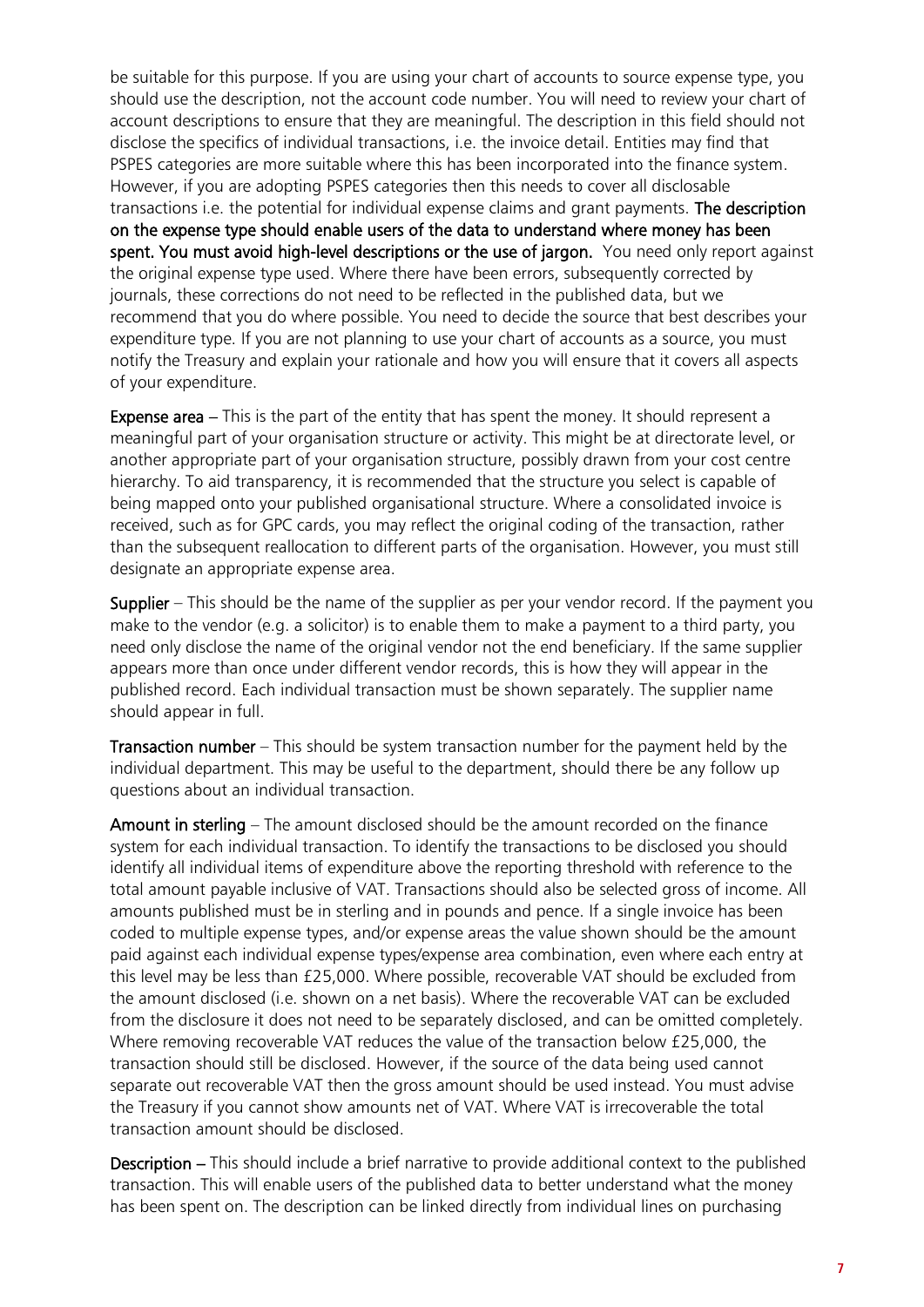be suitable for this purpose. If you are using your chart of accounts to source expense type, you should use the description, not the account code number. You will need to review your chart of account descriptions to ensure that they are meaningful. The description in this field should not disclose the specifics of individual transactions, i.e. the invoice detail. Entities may find that PSPES categories are more suitable where this has been incorporated into the finance system. However, if you are adopting PSPES categories then this needs to cover all disclosable transactions i.e. the potential for individual expense claims and grant payments. **The description on the expense type should enable users of the data to understand where money has been spent. You must avoid high-level descriptions or the use of jargon.** You need only report against the original expense type used. Where there have been errors, subsequently corrected by journals, these corrections do not need to be reflected in the published data, but we recommend that you do where possible. You need to decide the source that best describes your expenditure type. If you are not planning to use your chart of accounts as a source, you must notify the Treasury and explain your rationale and how you will ensure that it covers all aspects of your expenditure.

**Expense area** – This is the part of the entity that has spent the money. It should represent a meaningful part of your organisation structure or activity. This might be at directorate level, or another appropriate part of your organisation structure, possibly drawn from your cost centre hierarchy. To aid transparency, it is recommended that the structure you select is capable of being mapped onto your published organisational structure. Where a consolidated invoice is received, such as for GPC cards, you may reflect the original coding of the transaction, rather than the subsequent reallocation to different parts of the organisation. However, you must still designate an appropriate expense area.

**Supplier** – This should be the name of the supplier as per your vendor record. If the payment you make to the vendor (e.g. a solicitor) is to enable them to make a payment to a third party, you need only disclose the name of the original vendor not the end beneficiary. If the same supplier appears more than once under different vendor records, this is how they will appear in the published record. Each individual transaction must be shown separately. The supplier name should appear in full.

**Transaction number** – This should be system transaction number for the payment held by the individual department. This may be useful to the department, should there be any follow up questions about an individual transaction.

**Amount in sterling** – The amount disclosed should be the amount recorded on the finance system for each individual transaction. To identify the transactions to be disclosed you should identify all individual items of expenditure above the reporting threshold with reference to the total amount payable inclusive of VAT. Transactions should also be selected gross of income. All amounts published must be in sterling and in pounds and pence. If a single invoice has been coded to multiple expense types, and/or expense areas the value shown should be the amount paid against each individual expense types/expense area combination, even where each entry at this level may be less than £25,000. Where possible, recoverable VAT should be excluded from the amount disclosed (i.e. shown on a net basis). Where the recoverable VAT can be excluded from the disclosure it does not need to be separately disclosed, and can be omitted completely. Where removing recoverable VAT reduces the value of the transaction below £25,000, the transaction should still be disclosed. However, if the source of the data being used cannot separate out recoverable VAT then the gross amount should be used instead. You must advise the Treasury if you cannot show amounts net of VAT. Where VAT is irrecoverable the total transaction amount should be disclosed.

**Description** – This should include a brief narrative to provide additional context to the published transaction. This will enable users of the published data to better understand what the money has been spent on. The description can be linked directly from individual lines on purchasing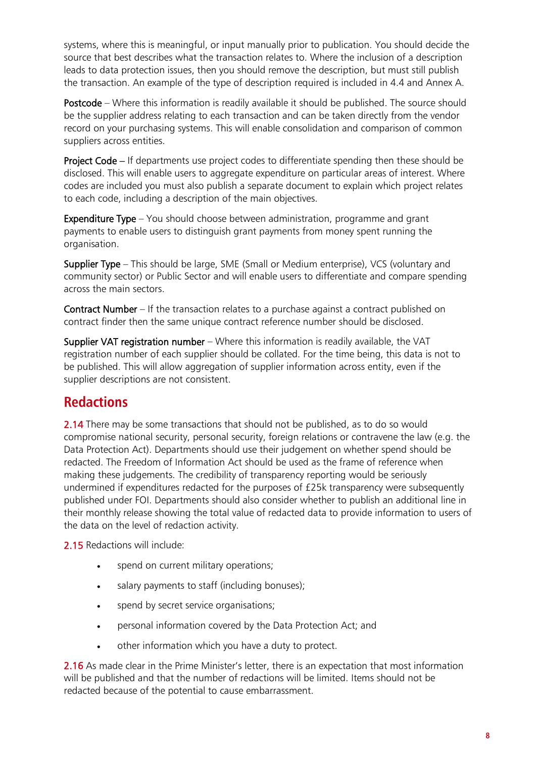systems, where this is meaningful, or input manually prior to publication. You should decide the source that best describes what the transaction relates to. Where the inclusion of a description leads to data protection issues, then you should remove the description, but must still publish the transaction. An example of the type of description required is included in 4.4 and Annex A.

**Postcode** – Where this information is readily available it should be published. The source should be the supplier address relating to each transaction and can be taken directly from the vendor record on your purchasing systems. This will enable consolidation and comparison of common suppliers across entities.

**Project Code** – If departments use project codes to differentiate spending then these should be disclosed. This will enable users to aggregate expenditure on particular areas of interest. Where codes are included you must also publish a separate document to explain which project relates to each code, including a description of the main objectives.

**Expenditure Type** – You should choose between administration, programme and grant payments to enable users to distinguish grant payments from money spent running the organisation.

**Supplier Type** – This should be large, SME (Small or Medium enterprise), VCS (voluntary and community sector) or Public Sector and will enable users to differentiate and compare spending across the main sectors.

**Contract Number** – If the transaction relates to a purchase against a contract published on contract finder then the same unique contract reference number should be disclosed.

**Supplier VAT registration number** – Where this information is readily available, the VAT registration number of each supplier should be collated. For the time being, this data is not to be published. This will allow aggregation of supplier information across entity, even if the supplier descriptions are not consistent.

## Redactions

2.14 There may be some transactions that should not be published, as to do so would compromise national security, personal security, foreign relations or contravene the law (e.g. the Data Protection Act). Departments should use their judgement on whether spend should be redacted. The Freedom of Information Act should be used as the frame of reference when making these judgements. The credibility of transparency reporting would be seriously undermined if expenditures redacted for the purposes of £25k transparency were subsequently published under FOI. Departments should also consider whether to publish an additional line in their monthly release showing the total value of redacted data to provide information to users of the data on the level of redaction activity.

2.15 Redactions will include:

- spend on current military operations;
- salary payments to staff (including bonuses);
- spend by secret service organisations;
- personal information covered by the Data Protection Act; and
- other information which you have a duty to protect.

2.16 As made clear in the Prime Minister's letter, there is an expectation that most information will be published and that the number of redactions will be limited. Items should not be redacted because of the potential to cause embarrassment.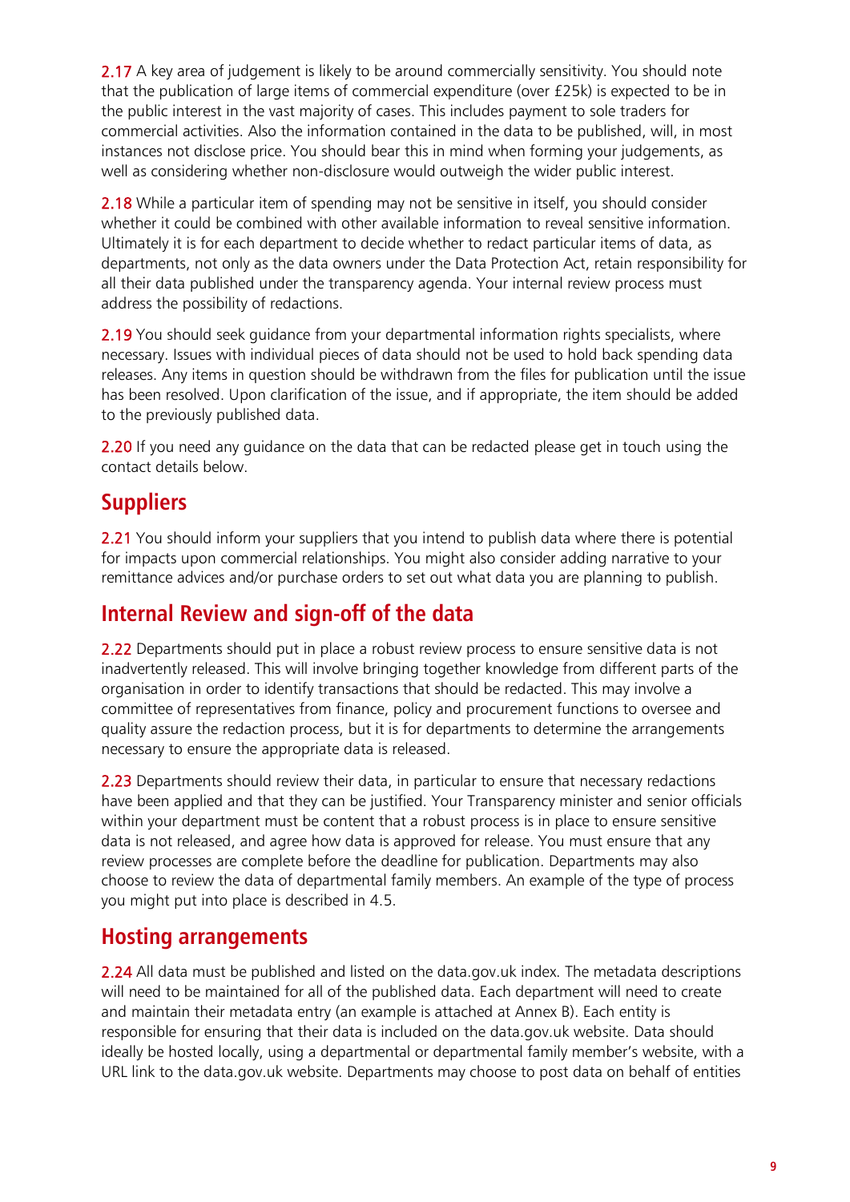2.17 A key area of judgement is likely to be around commercially sensitivity. You should note that the publication of large items of commercial expenditure (over £25k) is expected to be in the public interest in the vast majority of cases. This includes payment to sole traders for commercial activities. Also the information contained in the data to be published, will, in most instances not disclose price. You should bear this in mind when forming your judgements, as well as considering whether non-disclosure would outweigh the wider public interest.

2.18 While a particular item of spending may not be sensitive in itself, you should consider whether it could be combined with other available information to reveal sensitive information. Ultimately it is for each department to decide whether to redact particular items of data, as departments, not only as the data owners under the Data Protection Act, retain responsibility for all their data published under the transparency agenda. Your internal review process must address the possibility of redactions.

2.19 You should seek guidance from your departmental information rights specialists, where necessary. Issues with individual pieces of data should not be used to hold back spending data releases. Any items in question should be withdrawn from the files for publication until the issue has been resolved. Upon clarification of the issue, and if appropriate, the item should be added to the previously published data.

2.20 If you need any guidance on the data that can be redacted please get in touch using the contact details below.

## Suppliers

2.21 You should inform your suppliers that you intend to publish data where there is potential for impacts upon commercial relationships. You might also consider adding narrative to your remittance advices and/or purchase orders to set out what data you are planning to publish.

## Internal Review and sign-off of the data

2.22 Departments should put in place a robust review process to ensure sensitive data is not inadvertently released. This will involve bringing together knowledge from different parts of the organisation in order to identify transactions that should be redacted. This may involve a committee of representatives from finance, policy and procurement functions to oversee and quality assure the redaction process, but it is for departments to determine the arrangements necessary to ensure the appropriate data is released.

2.23 Departments should review their data, in particular to ensure that necessary redactions have been applied and that they can be justified. Your Transparency minister and senior officials within your department must be content that a robust process is in place to ensure sensitive data is not released, and agree how data is approved for release. You must ensure that any review processes are complete before the deadline for publication. Departments may also choose to review the data of departmental family members. An example of the type of process you might put into place is described in 4.5.

## Hosting arrangements

2.24 All data must be published and listed on the data.gov.uk index. The metadata descriptions will need to be maintained for all of the published data. Each department will need to create and maintain their metadata entry (an example is attached at Annex B). Each entity is responsible for ensuring that their data is included on the data.gov.uk website. Data should ideally be hosted locally, using a departmental or departmental family member's website, with a URL link to the data.gov.uk website. Departments may choose to post data on behalf of entities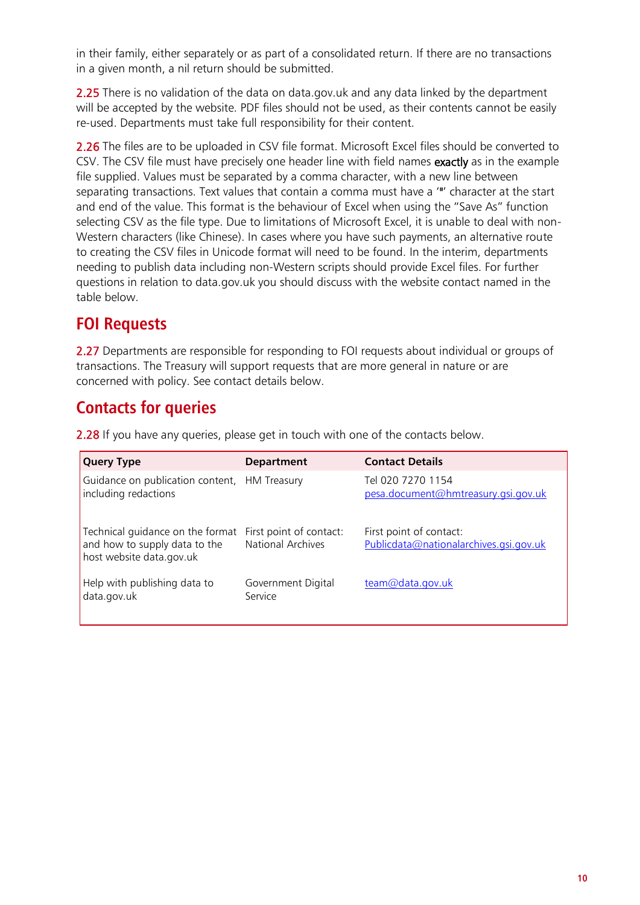in their family, either separately or as part of a consolidated return. If there are no transactions in a given month, a nil return should be submitted.

2.25 There is no validation of the data on data.gov.uk and any data linked by the department will be accepted by the website. PDF files should not be used, as their contents cannot be easily re-used. Departments must take full responsibility for their content.

2.26 The files are to be uploaded in CSV file format. Microsoft Excel files should be converted to CSV. The CSV file must have precisely one header line with field names **exactly** as in the example file supplied. Values must be separated by a comma character, with a new line between separating transactions. Text values that contain a comma must have a '"' character at the start and end of the value. This format is the behaviour of Excel when using the "Save As" function selecting CSV as the file type. Due to limitations of Microsoft Excel, it is unable to deal with non-Western characters (like Chinese). In cases where you have such payments, an alternative route to creating the CSV files in Unicode format will need to be found. In the interim, departments needing to publish data including non-Western scripts should provide Excel files. For further questions in relation to data.gov.uk you should discuss with the website contact named in the table below.

## FOI Requests

2.27 Departments are responsible for responding to FOI requests about individual or groups of transactions. The Treasury will support requests that are more general in nature or are concerned with policy. See contact details below.

## Contacts for queries

2.28 If you have any queries, please get in touch with one of the contacts below.

| Query Type | Department | Contact Details |
|---|---|---|
| Guidance on publication content, including redactions | HM Treasury | Tel 020 7270 1154<br>pesa.document@hmtreasury.gsi.gov.uk |
| Technical guidance on the format and how to supply data to the host website data.gov.uk | First point of contact: National Archives | First point of contact: Publicdata@nationalarchives.gsi.gov.uk |
| Help with publishing data to data.gov.uk | Government Digital Service | team@data.gov.uk |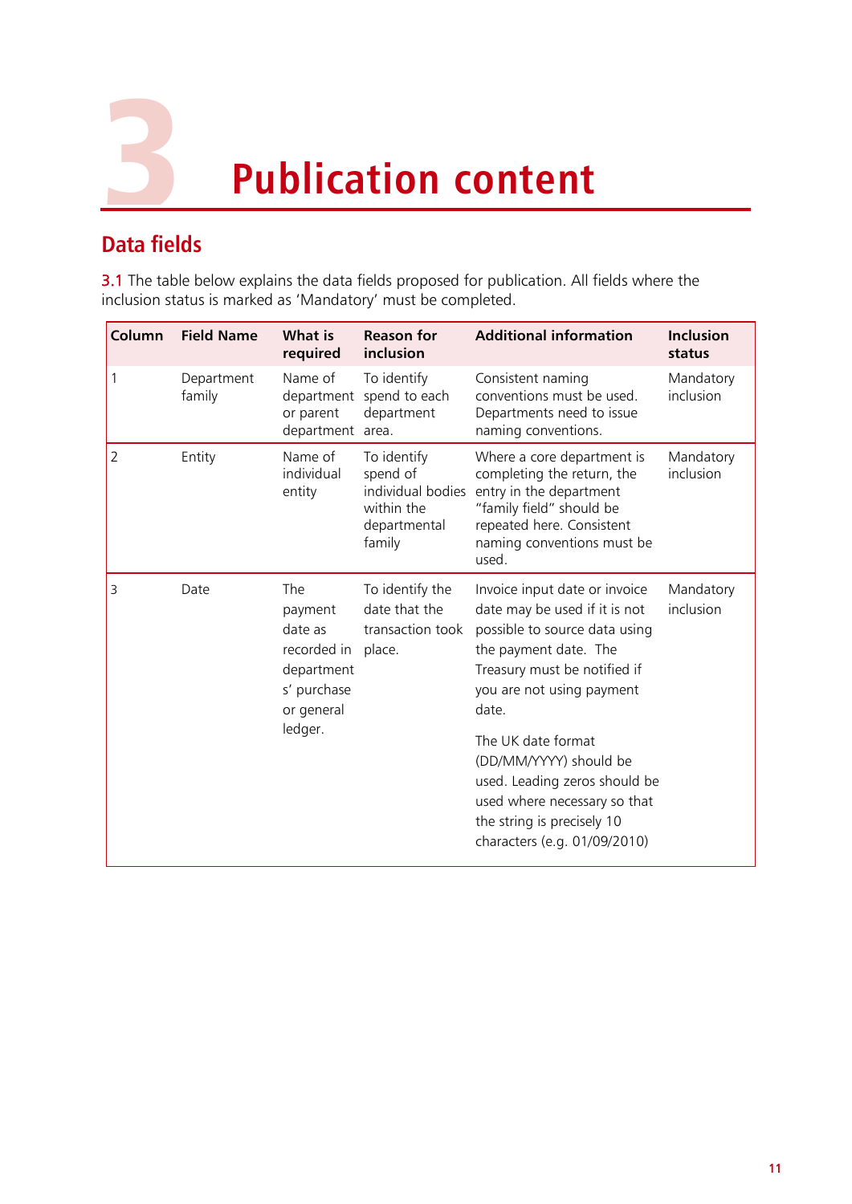# 3 Publication content

## Data fields

3.1 The table below explains the data fields proposed for publication. All fields where the inclusion status is marked as 'Mandatory' must be completed.

| Column | Field Name | What is required | Reason for inclusion | Additional information | Inclusion status |
|---|---|---|---|---|---|
| 1 | Department family | Name of department or parent department | To identify spend to each department area. | Consistent naming conventions must be used. Departments need to issue naming conventions. | Mandatory inclusion |
| 2 | Entity | Name of individual entity | To identify spend of individual bodies within the departmental family | Where a core department is completing the return, the entry in the department "family field" should be repeated here. Consistent naming conventions must be used. | Mandatory inclusion |
| 3 | Date | The payment date as recorded in department s' purchase or general ledger. | To identify the date that the transaction took place. | Invoice input date or invoice date may be used if it is not possible to source data using the payment date. The Treasury must be notified if you are not using payment date.<br><br>The UK date format (DD/MM/YYYY) should be used. Leading zeros should be used where necessary so that the string is precisely 10 characters (e.g. 01/09/2010) | Mandatory inclusion |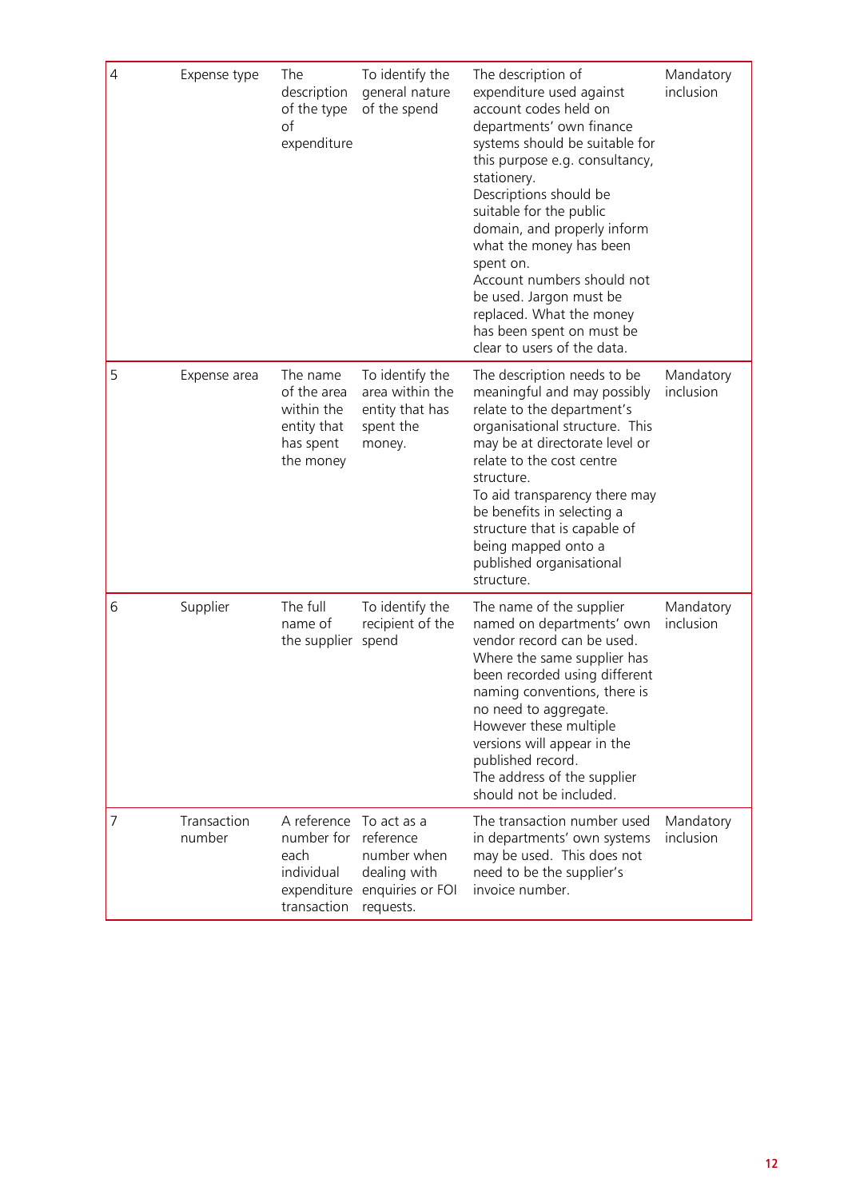| 4 | Expense type | The description of the type of expenditure | To identify the general nature of the spend | The description of expenditure used against account codes held on departments' own finance systems should be suitable for this purpose e.g. consultancy, stationery.<br>Descriptions should be suitable for the public domain, and properly inform what the money has been spent on.<br>Account numbers should not be used. Jargon must be replaced. What the money has been spent on must be clear to users of the data. | Mandatory inclusion |
|---|---|---|---|---|---|
| 5 | Expense area | The name of the area within the entity that has spent the money | To identify the area within the entity that has spent the money. | The description needs to be meaningful and may possibly relate to the department's organisational structure. This may be at directorate level or relate to the cost centre structure.<br>To aid transparency there may be benefits in selecting a structure that is capable of being mapped onto a published organisational structure. | Mandatory inclusion |
| 6 | Supplier | The full name of the supplier | To identify the recipient of the spend | The name of the supplier named on departments' own vendor record can be used. Where the same supplier has been recorded using different naming conventions, there is no need to aggregate. However these multiple versions will appear in the published record.<br>The address of the supplier should not be included. | Mandatory inclusion |
| 7 | Transaction number | A reference number for each individual expenditure transaction | To act as a reference number when dealing with enquiries or FOI requests. | The transaction number used in departments' own systems may be used. This does not need to be the supplier's invoice number. | Mandatory inclusion |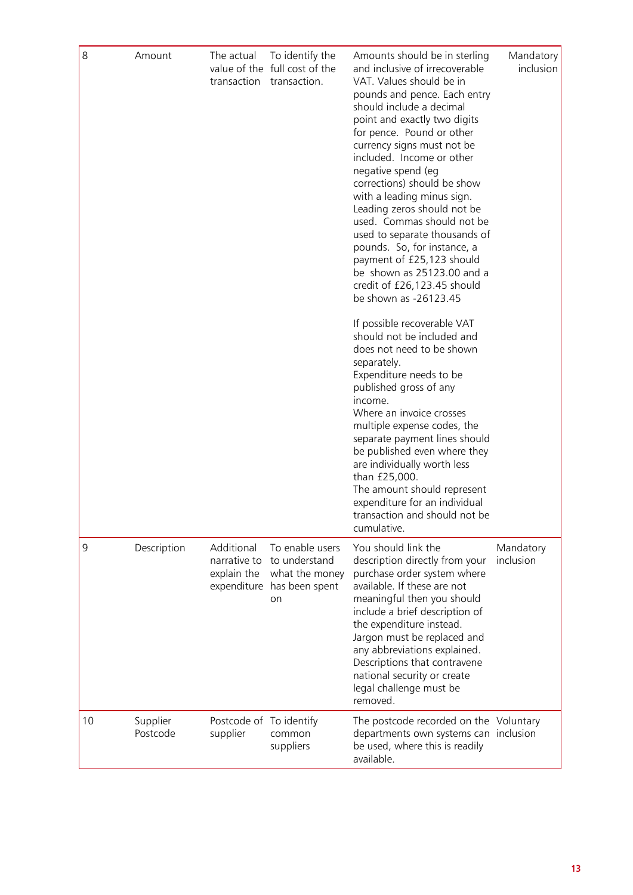| 8 | Amount | The actual value of the transaction | To identify the full cost of the transaction. | Amounts should be in sterling and inclusive of irrecoverable VAT. Values should be in pounds and pence. Each entry should include a decimal point and exactly two digits for pence. Pound or other currency signs must not be included. Income or other negative spend (eg corrections) should be show with a leading minus sign. Leading zeros should not be used. Commas should not be used to separate thousands of pounds. So, for instance, a payment of £25,123 should be shown as 25123.00 and a credit of £26,123.45 should be shown as -26123.45<br><br>If possible recoverable VAT should not be included and does not need to be shown separately.<br>Expenditure needs to be published gross of any income.<br>Where an invoice crosses multiple expense codes, the separate payment lines should be published even where they are individually worth less than £25,000.<br>The amount should represent expenditure for an individual transaction and should not be cumulative. | Mandatory inclusion |
|---|---|---|---|---|---|
| 9 | Description | Additional narrative to explain the expenditure | To enable users to understand what the money has been spent on | You should link the description directly from your purchase order system where available. If these are not meaningful then you should include a brief description of the expenditure instead. Jargon must be replaced and any abbreviations explained. Descriptions that contravene national security or create legal challenge must be removed. | Mandatory inclusion |
| 10 | Supplier Postcode | Postcode of supplier | To identify common suppliers | The postcode recorded on the departments own systems can be used, where this is readily available. | Voluntary inclusion |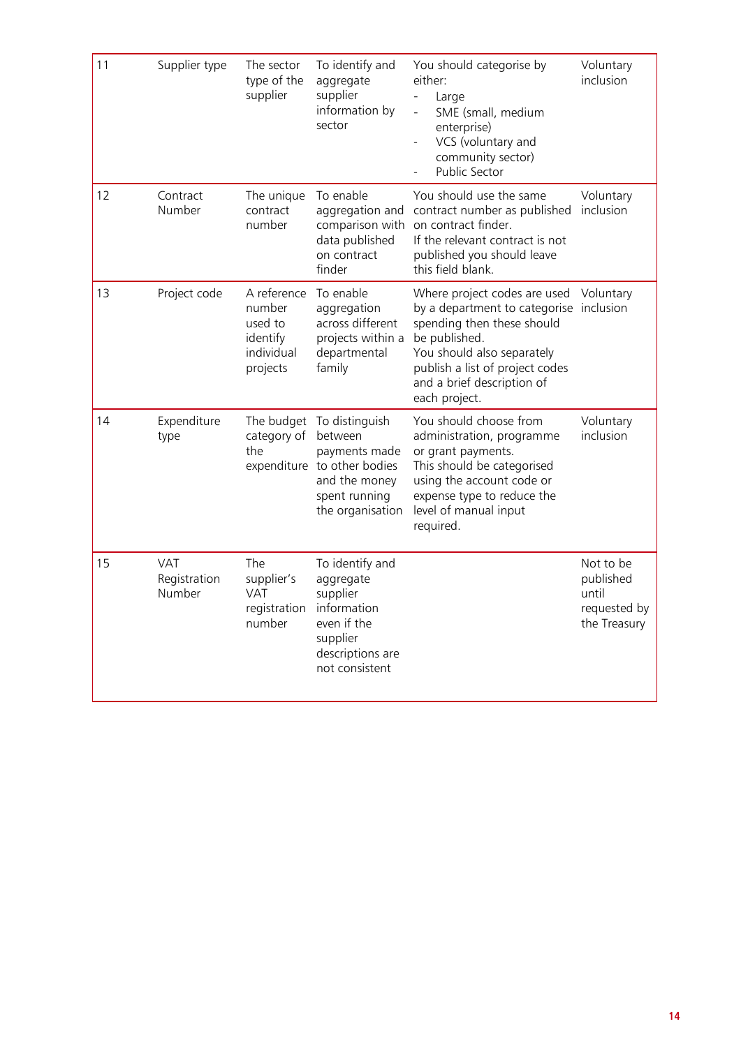| | | | | | |
|---|---|---|---|---|---|
| 11 | Supplier type | The sector type of the supplier | To identify and aggregate supplier information by sector | You should categorise by either:<br>- Large<br>- SME (small, medium enterprise)<br>- VCS (voluntary and community sector)<br>- Public Sector | Voluntary inclusion |
| 12 | Contract Number | The unique contract number | To enable aggregation and comparison with data published on contract finder | You should use the same contract number as published on contract finder.<br>If the relevant contract is not published you should leave this field blank. | Voluntary inclusion |
| 13 | Project code | A reference number used to identify individual projects | To enable aggregation across different projects within a departmental family | Where project codes are used by a department to categorise spending then these should be published.<br>You should also separately publish a list of project codes and a brief description of each project. | Voluntary inclusion |
| 14 | Expenditure type | The budget category of the expenditure | To distinguish between payments made to other bodies and the money spent running the organisation | You should choose from administration, programme or grant payments.<br>This should be categorised using the account code or expense type to reduce the level of manual input required. | Voluntary inclusion |
| 15 | VAT Registration Number | The supplier's VAT registration number | To identify and aggregate supplier information even if the supplier descriptions are not consistent | | Not to be published until requested by the Treasury |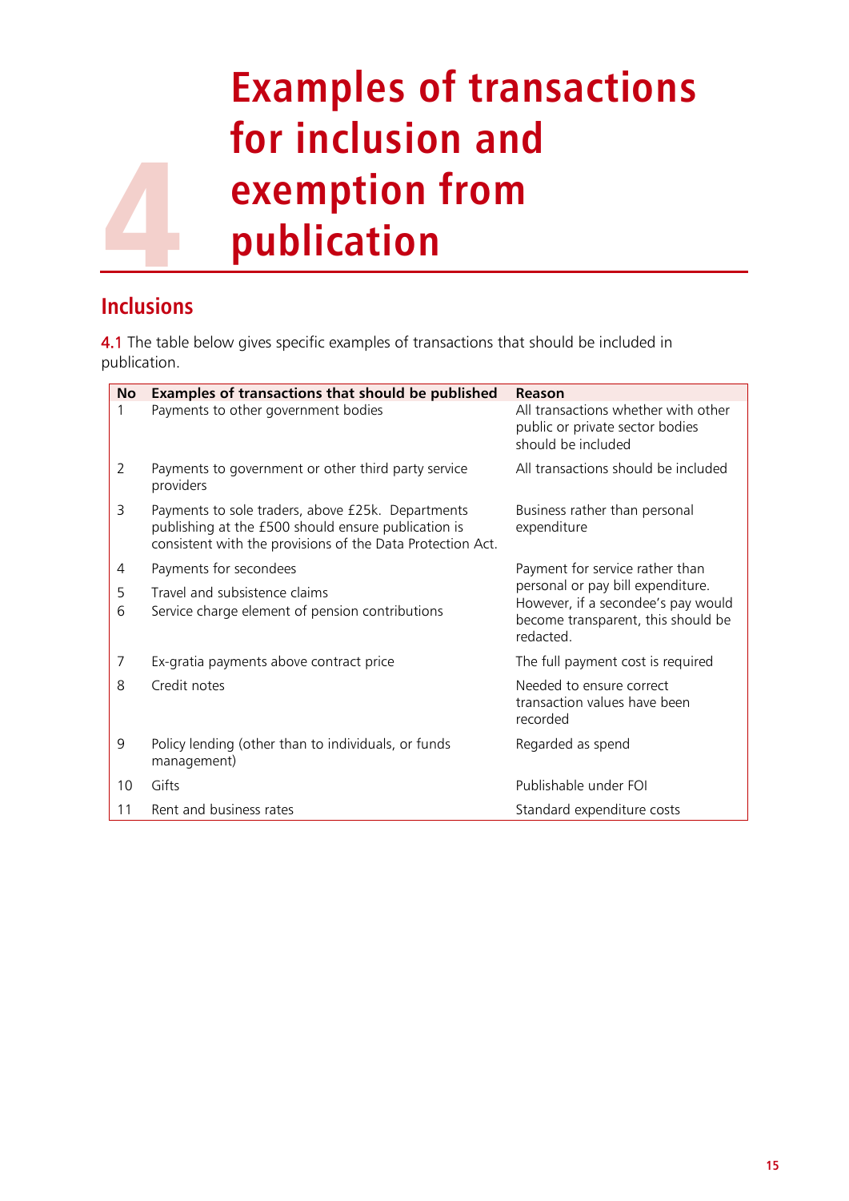# 4 Examples of transactions for inclusion and exemption from publication

## Inclusions

4.1 The table below gives specific examples of transactions that should be included in publication.

| No | Examples of transactions that should be published | Reason |
|---|---|---|
| 1 | Payments to other government bodies | All transactions whether with other public or private sector bodies should be included |
| 2 | Payments to government or other third party service providers | All transactions should be included |
| 3 | Payments to sole traders, above £25k. Departments publishing at the £500 should ensure publication is consistent with the provisions of the Data Protection Act. | Business rather than personal expenditure |
| 4 | Payments for secondees | Payment for service rather than personal or pay bill expenditure. However, if a secondee's pay would become transparent, this should be redacted. |
| 5 | Travel and subsistence claims | |
| 6 | Service charge element of pension contributions | |
| 7 | Ex-gratia payments above contract price | The full payment cost is required |
| 8 | Credit notes | Needed to ensure correct transaction values have been recorded |
| 9 | Policy lending (other than to individuals, or funds management) | Regarded as spend |
| 10 | Gifts | Publishable under FOI |
| 11 | Rent and business rates | Standard expenditure costs |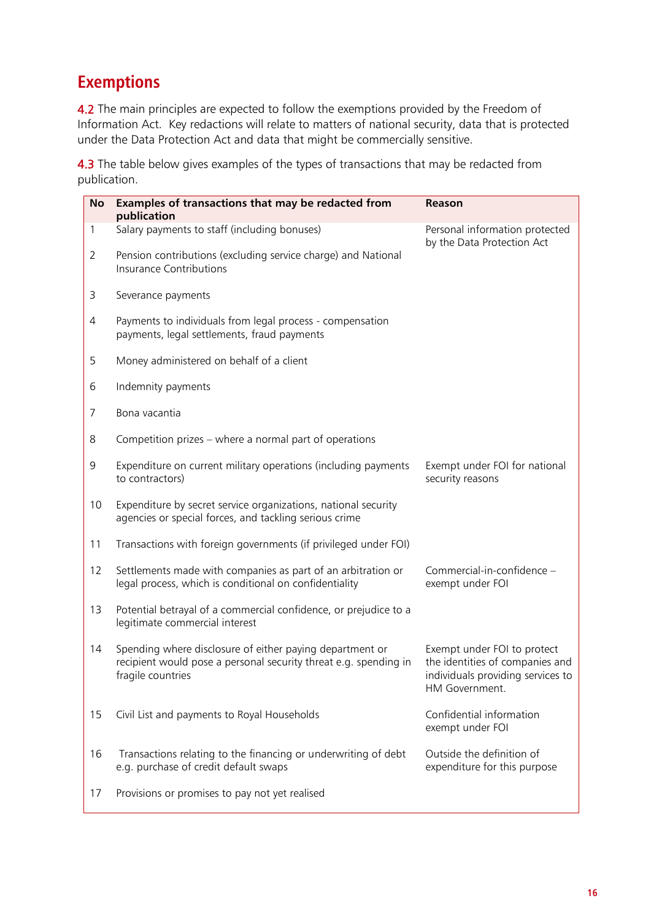## Exemptions

4.2 The main principles are expected to follow the exemptions provided by the Freedom of Information Act. Key redactions will relate to matters of national security, data that is protected under the Data Protection Act and data that might be commercially sensitive.

4.3 The table below gives examples of the types of transactions that may be redacted from publication.

| No | Examples of transactions that may be redacted from publication | Reason |
|---|---|---|
| 1 | Salary payments to staff (including bonuses) | Personal information protected by the Data Protection Act |
| 2 | Pension contributions (excluding service charge) and National Insurance Contributions | |
| 3 | Severance payments | |
| 4 | Payments to individuals from legal process - compensation payments, legal settlements, fraud payments | |
| 5 | Money administered on behalf of a client | |
| 6 | Indemnity payments | |
| 7 | Bona vacantia | |
| 8 | Competition prizes – where a normal part of operations | |
| 9 | Expenditure on current military operations (including payments to contractors) | Exempt under FOI for national security reasons |
| 10 | Expenditure by secret service organizations, national security agencies or special forces, and tackling serious crime | |
| 11 | Transactions with foreign governments (if privileged under FOI) | |
| 12 | Settlements made with companies as part of an arbitration or legal process, which is conditional on confidentiality | Commercial-in-confidence – exempt under FOI |
| 13 | Potential betrayal of a commercial confidence, or prejudice to a legitimate commercial interest | |
| 14 | Spending where disclosure of either paying department or recipient would pose a personal security threat e.g. spending in fragile countries | Exempt under FOI to protect the identities of companies and individuals providing services to HM Government. |
| 15 | Civil List and payments to Royal Households | Confidential information exempt under FOI |
| 16 | Transactions relating to the financing or underwriting of debt e.g. purchase of credit default swaps | Outside the definition of expenditure for this purpose |
| 17 | Provisions or promises to pay not yet realised | |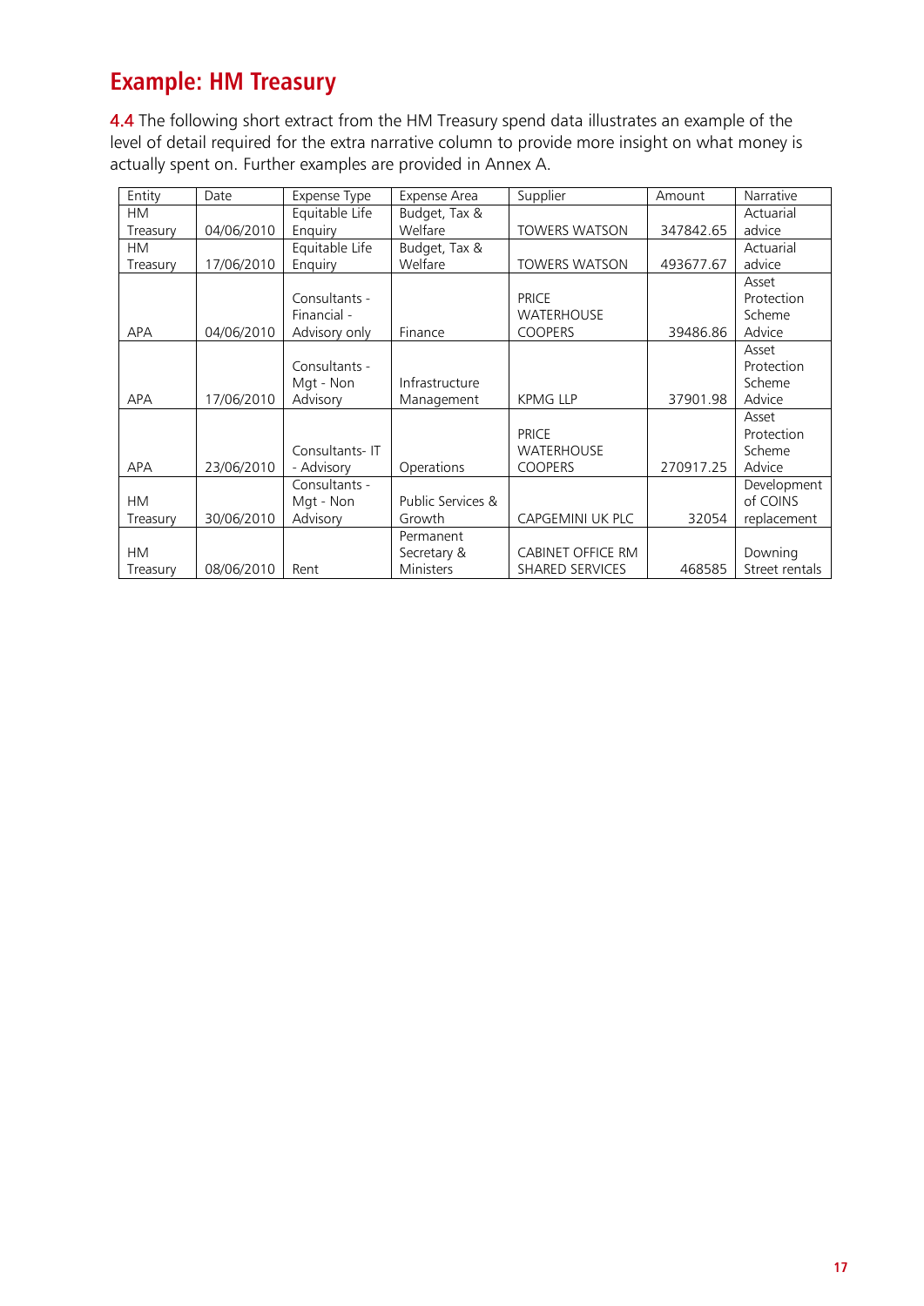## Example: HM Treasury

4.4 The following short extract from the HM Treasury spend data illustrates an example of the level of detail required for the extra narrative column to provide more insight on what money is actually spent on. Further examples are provided in Annex A.

| Entity | Date | Expense Type | Expense Area | Supplier | Amount | Narrative |
|---|---|---|---|---|---|---|
| HM Treasury | 04/06/2010 | Equitable Life Enquiry | Budget, Tax & Welfare | TOWERS WATSON | 347842.65 | Actuarial advice |
| HM Treasury | 17/06/2010 | Equitable Life Enquiry | Budget, Tax & Welfare | TOWERS WATSON | 493677.67 | Actuarial advice |
| APA | 04/06/2010 | Consultants - Financial - Advisory only | Finance | PRICE WATERHOUSE COOPERS | 39486.86 | Asset Protection Scheme Advice |
| APA | 17/06/2010 | Consultants - Mgt - Non Advisory | Infrastructure Management | KPMG LLP | 37901.98 | Asset Protection Scheme Advice |
| APA | 23/06/2010 | Consultants- IT - Advisory | Operations | PRICE WATERHOUSE COOPERS | 270917.25 | Asset Protection Scheme Advice |
| HM Treasury | 30/06/2010 | Consultants - Mgt - Non Advisory | Public Services & Growth | CAPGEMINI UK PLC | 32054 | Development of COINS replacement |
| HM Treasury | 08/06/2010 | Rent | Permanent Secretary & Ministers | CABINET OFFICE RM SHARED SERVICES | 468585 | Downing Street rentals |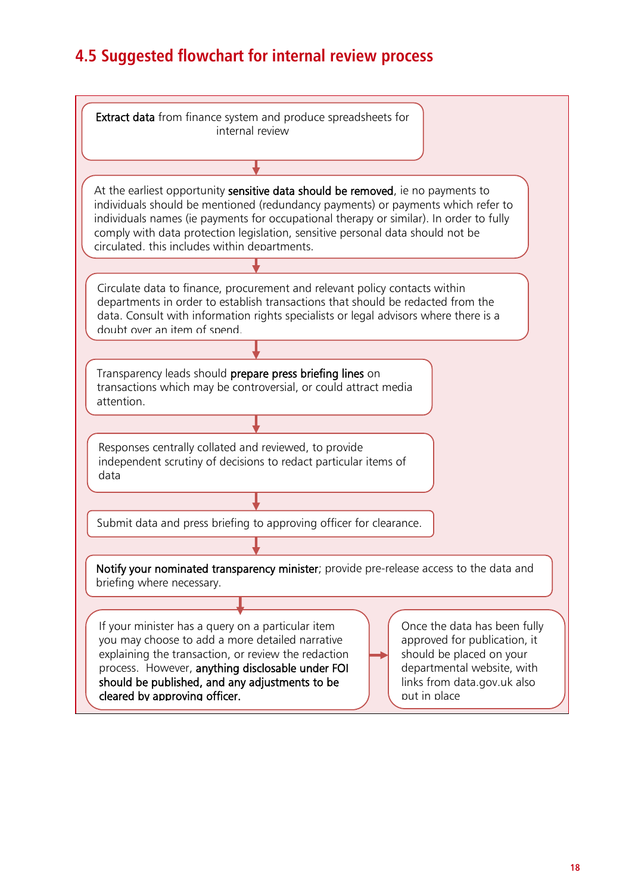## 4.5 Suggested flowchart for internal review process

**Extract data** from finance system and produce spreadsheets for internal review

↓

At the earliest opportunity **sensitive data should be removed**, ie no payments to individuals should be mentioned (redundancy payments) or payments which refer to individuals names (ie payments for occupational therapy or similar). In order to fully comply with data protection legislation, sensitive personal data should not be circulated, this includes within departments.

↓

Circulate data to finance, procurement and relevant policy contacts within departments in order to establish transactions that should be redacted from the data. Consult with information rights specialists or legal advisors where there is a doubt over an item of spend.

↓

Transparency leads should **prepare press briefing lines** on transactions which may be controversial, or could attract media attention.

↓

Responses centrally collated and reviewed, to provide independent scrutiny of decisions to redact particular items of data

↓

Submit data and press briefing to approving officer for clearance.

↓

**Notify your nominated transparency minister**; provide pre-release access to the data and briefing where necessary.

↓

If your minister has a query on a particular item you may choose to add a more detailed narrative explaining the transaction, or review the redaction process. However, **anything disclosable under FOI should be published, and any adjustments to be cleared by approving officer.**

→

Once the data has been fully approved for publication, it should be placed on your departmental website, with links from data.gov.uk also put in place